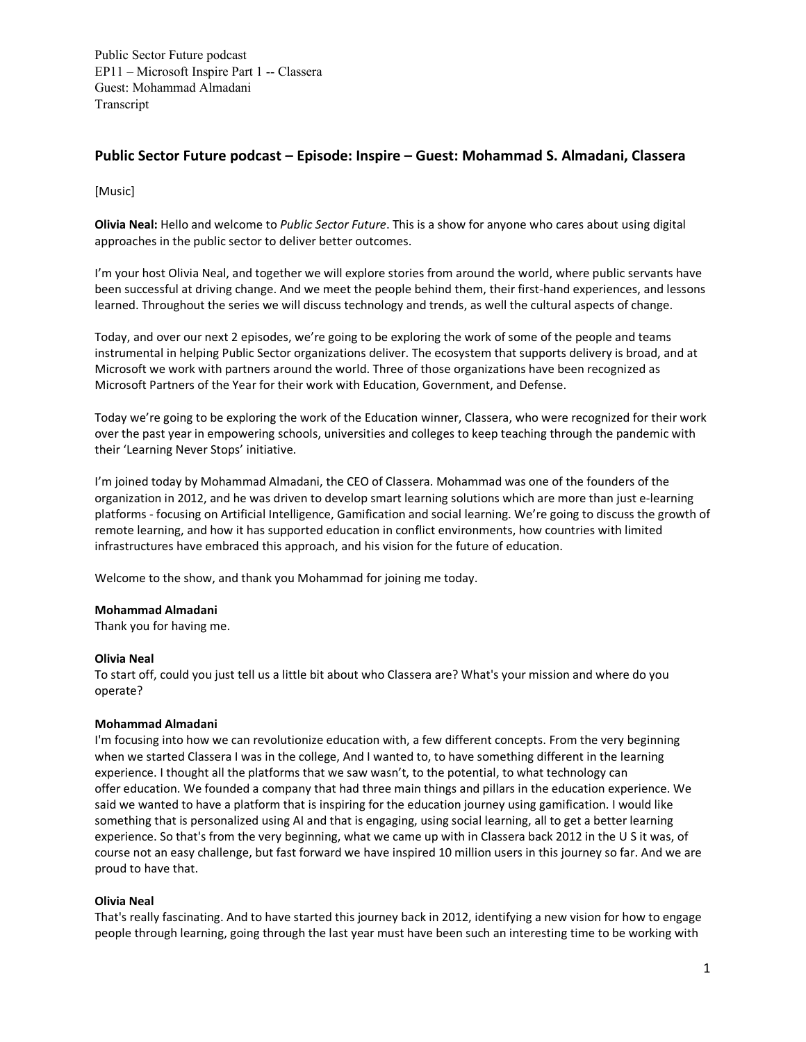Public Sector Future podcast
EP11 – Microsoft Inspire Part 1 -- Classera
Guest: Mohammad Almadani
Transcript

## Public Sector Future podcast – Episode: Inspire – Guest: Mohammad S. Almadani, Classera

[Music]

**Olivia Neal:** Hello and welcome to *Public Sector Future*. This is a show for anyone who cares about using digital approaches in the public sector to deliver better outcomes.

I'm your host Olivia Neal, and together we will explore stories from around the world, where public servants have been successful at driving change. And we meet the people behind them, their first-hand experiences, and lessons learned. Throughout the series we will discuss technology and trends, as well the cultural aspects of change.

Today, and over our next 2 episodes, we're going to be exploring the work of some of the people and teams instrumental in helping Public Sector organizations deliver. The ecosystem that supports delivery is broad, and at Microsoft we work with partners around the world. Three of those organizations have been recognized as Microsoft Partners of the Year for their work with Education, Government, and Defense.

Today we're going to be exploring the work of the Education winner, Classera, who were recognized for their work over the past year in empowering schools, universities and colleges to keep teaching through the pandemic with their 'Learning Never Stops' initiative.

I'm joined today by Mohammad Almadani, the CEO of Classera. Mohammad was one of the founders of the organization in 2012, and he was driven to develop smart learning solutions which are more than just e-learning platforms - focusing on Artificial Intelligence, Gamification and social learning. We're going to discuss the growth of remote learning, and how it has supported education in conflict environments, how countries with limited infrastructures have embraced this approach, and his vision for the future of education.

Welcome to the show, and thank you Mohammad for joining me today.

**Mohammad Almadani**
Thank you for having me.

**Olivia Neal**
To start off, could you just tell us a little bit about who Classera are? What's your mission and where do you operate?

**Mohammad Almadani**
I'm focusing into how we can revolutionize education with, a few different concepts. From the very beginning when we started Classera I was in the college, And I wanted to, to have something different in the learning experience. I thought all the platforms that we saw wasn't, to the potential, to what technology can offer education. We founded a company that had three main things and pillars in the education experience. We said we wanted to have a platform that is inspiring for the education journey using gamification. I would like something that is personalized using AI and that is engaging, using social learning, all to get a better learning experience. So that's from the very beginning, what we came up with in Classera back 2012 in the U S it was, of course not an easy challenge, but fast forward we have inspired 10 million users in this journey so far. And we are proud to have that.

**Olivia Neal**
That's really fascinating. And to have started this journey back in 2012, identifying a new vision for how to engage people through learning, going through the last year must have been such an interesting time to be working with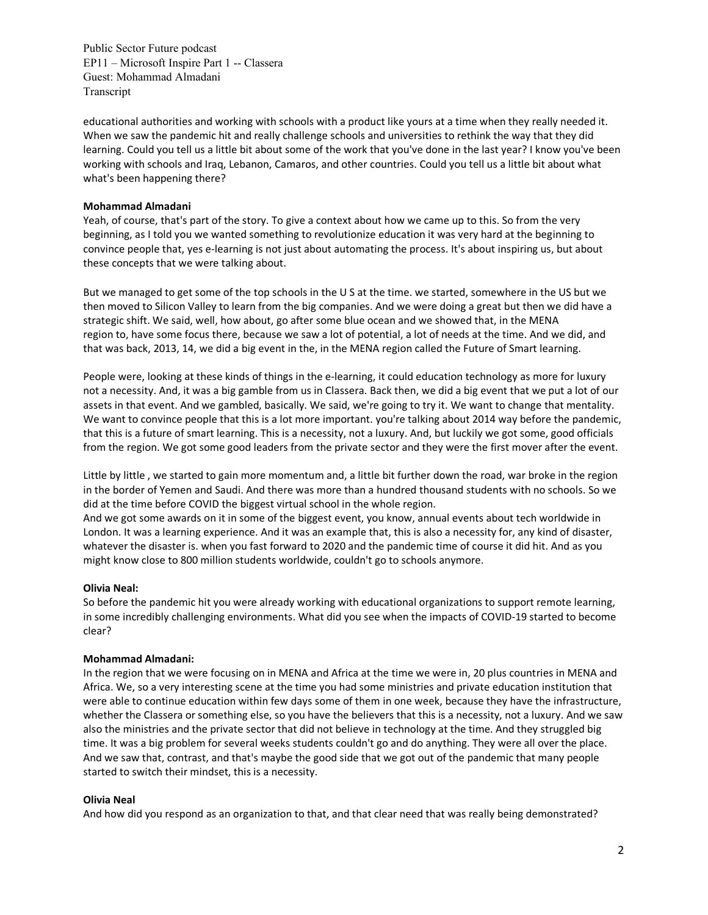educational authorities and working with schools with a product like yours at a time when they really needed it. When we saw the pandemic hit and really challenge schools and universities to rethink the way that they did learning. Could you tell us a little bit about some of the work that you've done in the last year? I know you've been working with schools and Iraq, Lebanon, Camaros, and other countries. Could you tell us a little bit about what what's been happening there?

**Mohammad Almadani**

Yeah, of course, that's part of the story. To give a context about how we came up to this. So from the very beginning, as I told you we wanted something to revolutionize education it was very hard at the beginning to convince people that, yes e-learning is not just about automating the process. It's about inspiring us, but about these concepts that we were talking about.

But we managed to get some of the top schools in the U S at the time. we started, somewhere in the US but we then moved to Silicon Valley to learn from the big companies. And we were doing a great but then we did have a strategic shift. We said, well, how about, go after some blue ocean and we showed that, in the MENA region to, have some focus there, because we saw a lot of potential, a lot of needs at the time. And we did, and that was back, 2013, 14, we did a big event in the, in the MENA region called the Future of Smart learning.

People were, looking at these kinds of things in the e-learning, it could education technology as more for luxury not a necessity. And, it was a big gamble from us in Classera. Back then, we did a big event that we put a lot of our assets in that event. And we gambled, basically. We said, we're going to try it. We want to change that mentality. We want to convince people that this is a lot more important. you're talking about 2014 way before the pandemic, that this is a future of smart learning. This is a necessity, not a luxury. And, but luckily we got some, good officials from the region. We got some good leaders from the private sector and they were the first mover after the event.

Little by little , we started to gain more momentum and, a little bit further down the road, war broke in the region in the border of Yemen and Saudi. And there was more than a hundred thousand students with no schools. So we did at the time before COVID the biggest virtual school in the whole region.

And we got some awards on it in some of the biggest event, you know, annual events about tech worldwide in London. It was a learning experience. And it was an example that, this is also a necessity for, any kind of disaster, whatever the disaster is. when you fast forward to 2020 and the pandemic time of course it did hit. And as you might know close to 800 million students worldwide, couldn't go to schools anymore.

**Olivia Neal:**

So before the pandemic hit you were already working with educational organizations to support remote learning, in some incredibly challenging environments. What did you see when the impacts of COVID-19 started to become clear?

**Mohammad Almadani:**

In the region that we were focusing on in MENA and Africa at the time we were in, 20 plus countries in MENA and Africa. We, so a very interesting scene at the time you had some ministries and private education institution that were able to continue education within few days some of them in one week, because they have the infrastructure, whether the Classera or something else, so you have the believers that this is a necessity, not a luxury. And we saw also the ministries and the private sector that did not believe in technology at the time. And they struggled big time. It was a big problem for several weeks students couldn't go and do anything. They were all over the place. And we saw that, contrast, and that's maybe the good side that we got out of the pandemic that many people started to switch their mindset, this is a necessity.

**Olivia Neal**

And how did you respond as an organization to that, and that clear need that was really being demonstrated?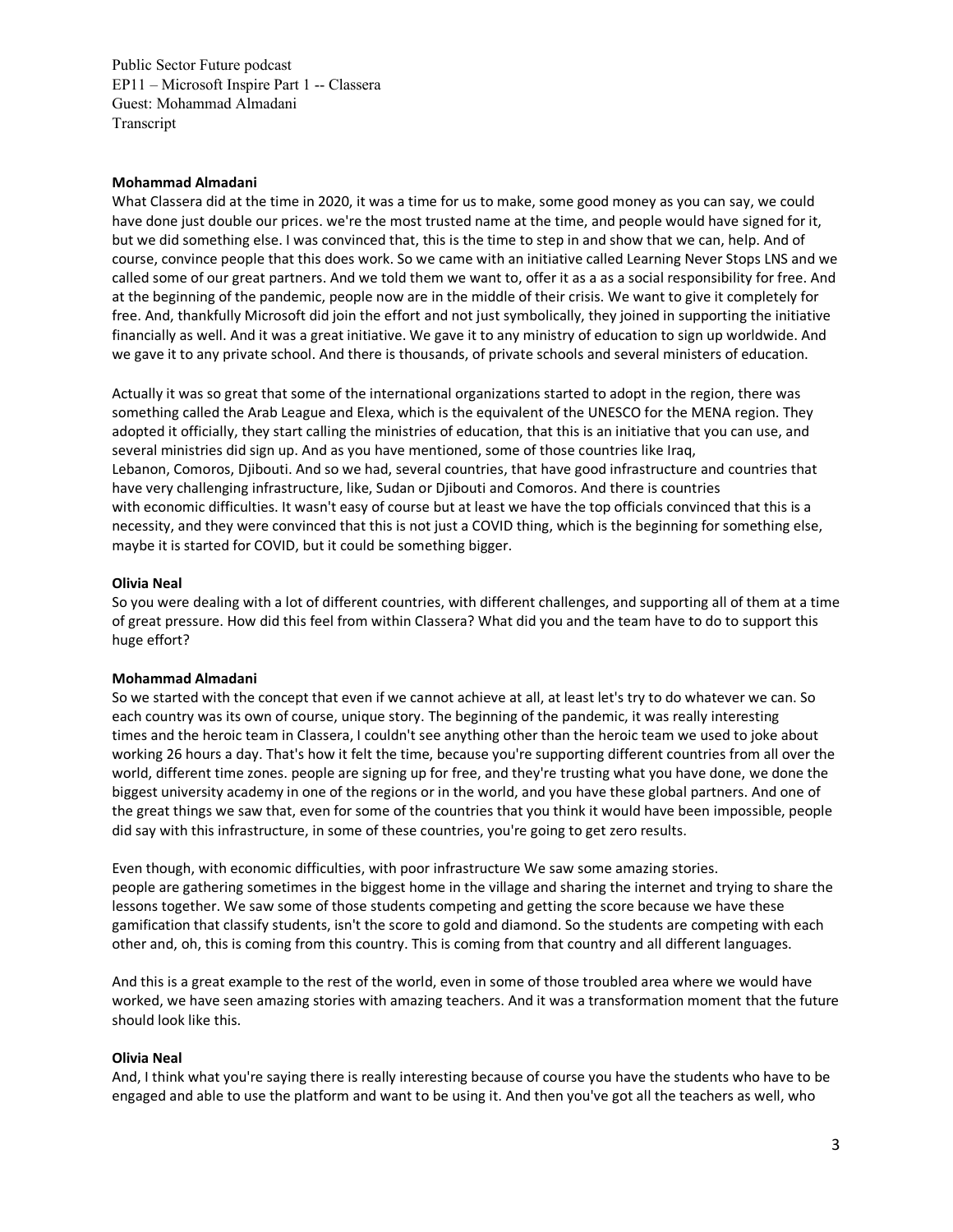Public Sector Future podcast
EP11 – Microsoft Inspire Part 1 -- Classera
Guest: Mohammad Almadani
Transcript

**Mohammad Almadani**
What Classera did at the time in 2020, it was a time for us to make, some good money as you can say, we could have done just double our prices. we're the most trusted name at the time, and people would have signed for it, but we did something else. I was convinced that, this is the time to step in and show that we can, help. And of course, convince people that this does work. So we came with an initiative called Learning Never Stops LNS and we called some of our great partners. And we told them we want to, offer it as a as a social responsibility for free. And at the beginning of the pandemic, people now are in the middle of their crisis. We want to give it completely for free. And, thankfully Microsoft did join the effort and not just symbolically, they joined in supporting the initiative financially as well. And it was a great initiative. We gave it to any ministry of education to sign up worldwide. And we gave it to any private school. And there is thousands, of private schools and several ministers of education.

Actually it was so great that some of the international organizations started to adopt in the region, there was something called the Arab League and Elexa, which is the equivalent of the UNESCO for the MENA region. They adopted it officially, they start calling the ministries of education, that this is an initiative that you can use, and several ministries did sign up. And as you have mentioned, some of those countries like Iraq, Lebanon, Comoros, Djibouti. And so we had, several countries, that have good infrastructure and countries that have very challenging infrastructure, like, Sudan or Djibouti and Comoros. And there is countries with economic difficulties. It wasn't easy of course but at least we have the top officials convinced that this is a necessity, and they were convinced that this is not just a COVID thing, which is the beginning for something else, maybe it is started for COVID, but it could be something bigger.

**Olivia Neal**
So you were dealing with a lot of different countries, with different challenges, and supporting all of them at a time of great pressure. How did this feel from within Classera? What did you and the team have to do to support this huge effort?

**Mohammad Almadani**
So we started with the concept that even if we cannot achieve at all, at least let's try to do whatever we can. So each country was its own of course, unique story. The beginning of the pandemic, it was really interesting times and the heroic team in Classera, I couldn't see anything other than the heroic team we used to joke about working 26 hours a day. That's how it felt the time, because you're supporting different countries from all over the world, different time zones. people are signing up for free, and they're trusting what you have done, we done the biggest university academy in one of the regions or in the world, and you have these global partners. And one of the great things we saw that, even for some of the countries that you think it would have been impossible, people did say with this infrastructure, in some of these countries, you're going to get zero results.

Even though, with economic difficulties, with poor infrastructure We saw some amazing stories. people are gathering sometimes in the biggest home in the village and sharing the internet and trying to share the lessons together. We saw some of those students competing and getting the score because we have these gamification that classify students, isn't the score to gold and diamond. So the students are competing with each other and, oh, this is coming from this country. This is coming from that country and all different languages.

And this is a great example to the rest of the world, even in some of those troubled area where we would have worked, we have seen amazing stories with amazing teachers. And it was a transformation moment that the future should look like this.

**Olivia Neal**
And, I think what you're saying there is really interesting because of course you have the students who have to be engaged and able to use the platform and want to be using it. And then you've got all the teachers as well, who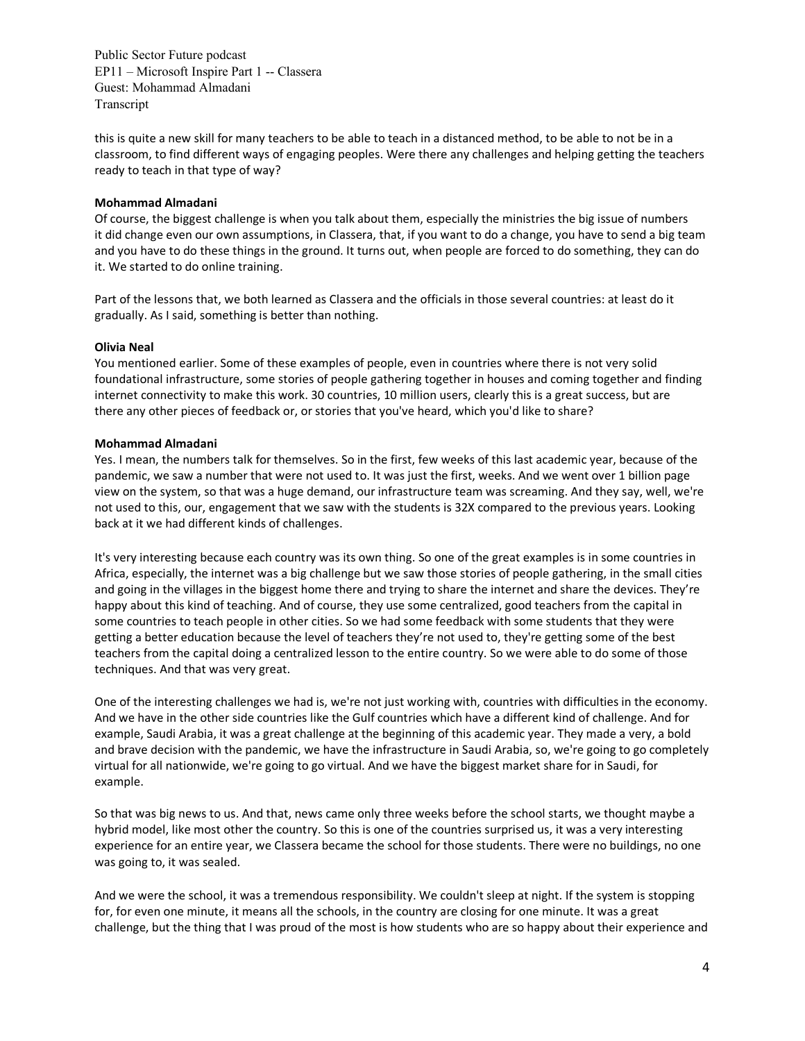this is quite a new skill for many teachers to be able to teach in a distanced method, to be able to not be in a classroom, to find different ways of engaging peoples. Were there any challenges and helping getting the teachers ready to teach in that type of way?

**Mohammad Almadani**
Of course, the biggest challenge is when you talk about them, especially the ministries the big issue of numbers it did change even our own assumptions, in Classera, that, if you want to do a change, you have to send a big team and you have to do these things in the ground. It turns out, when people are forced to do something, they can do it. We started to do online training.

Part of the lessons that, we both learned as Classera and the officials in those several countries: at least do it gradually. As I said, something is better than nothing.

**Olivia Neal**
You mentioned earlier. Some of these examples of people, even in countries where there is not very solid foundational infrastructure, some stories of people gathering together in houses and coming together and finding internet connectivity to make this work. 30 countries, 10 million users, clearly this is a great success, but are there any other pieces of feedback or, or stories that you've heard, which you'd like to share?

**Mohammad Almadani**
Yes. I mean, the numbers talk for themselves. So in the first, few weeks of this last academic year, because of the pandemic, we saw a number that were not used to. It was just the first, weeks. And we went over 1 billion page view on the system, so that was a huge demand, our infrastructure team was screaming. And they say, well, we're not used to this, our, engagement that we saw with the students is 32X compared to the previous years. Looking back at it we had different kinds of challenges.

It's very interesting because each country was its own thing. So one of the great examples is in some countries in Africa, especially, the internet was a big challenge but we saw those stories of people gathering, in the small cities and going in the villages in the biggest home there and trying to share the internet and share the devices. They're happy about this kind of teaching. And of course, they use some centralized, good teachers from the capital in some countries to teach people in other cities. So we had some feedback with some students that they were getting a better education because the level of teachers they're not used to, they're getting some of the best teachers from the capital doing a centralized lesson to the entire country. So we were able to do some of those techniques. And that was very great.

One of the interesting challenges we had is, we're not just working with, countries with difficulties in the economy. And we have in the other side countries like the Gulf countries which have a different kind of challenge. And for example, Saudi Arabia, it was a great challenge at the beginning of this academic year. They made a very, a bold and brave decision with the pandemic, we have the infrastructure in Saudi Arabia, so, we're going to go completely virtual for all nationwide, we're going to go virtual. And we have the biggest market share for in Saudi, for example.

So that was big news to us. And that, news came only three weeks before the school starts, we thought maybe a hybrid model, like most other the country. So this is one of the countries surprised us, it was a very interesting experience for an entire year, we Classera became the school for those students. There were no buildings, no one was going to, it was sealed.

And we were the school, it was a tremendous responsibility. We couldn't sleep at night. If the system is stopping for, for even one minute, it means all the schools, in the country are closing for one minute. It was a great challenge, but the thing that I was proud of the most is how students who are so happy about their experience and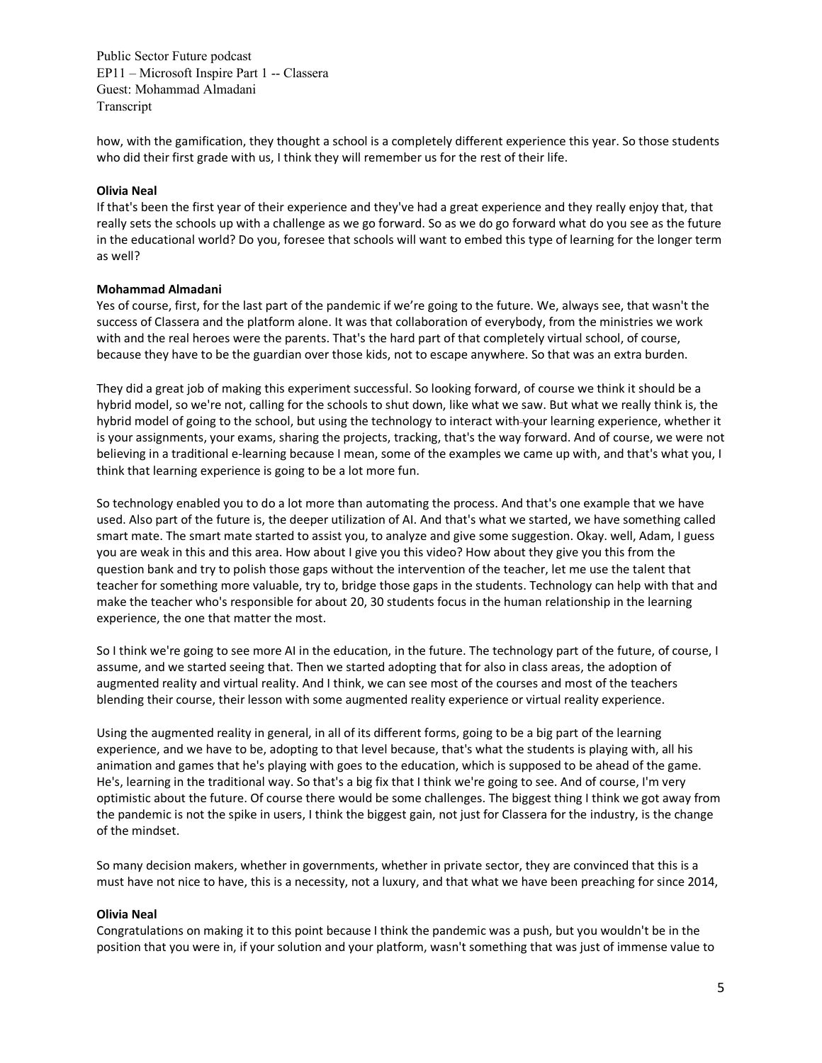how, with the gamification, they thought a school is a completely different experience this year. So those students who did their first grade with us, I think they will remember us for the rest of their life.

**Olivia Neal**
If that's been the first year of their experience and they've had a great experience and they really enjoy that, that really sets the schools up with a challenge as we go forward. So as we do go forward what do you see as the future in the educational world? Do you, foresee that schools will want to embed this type of learning for the longer term as well?

**Mohammad Almadani**
Yes of course, first, for the last part of the pandemic if we're going to the future. We, always see, that wasn't the success of Classera and the platform alone. It was that collaboration of everybody, from the ministries we work with and the real heroes were the parents. That's the hard part of that completely virtual school, of course, because they have to be the guardian over those kids, not to escape anywhere. So that was an extra burden.

They did a great job of making this experiment successful. So looking forward, of course we think it should be a hybrid model, so we're not, calling for the schools to shut down, like what we saw. But what we really think is, the hybrid model of going to the school, but using the technology to interact with your learning experience, whether it is your assignments, your exams, sharing the projects, tracking, that's the way forward. And of course, we were not believing in a traditional e-learning because I mean, some of the examples we came up with, and that's what you, I think that learning experience is going to be a lot more fun.

So technology enabled you to do a lot more than automating the process. And that's one example that we have used. Also part of the future is, the deeper utilization of AI. And that's what we started, we have something called smart mate. The smart mate started to assist you, to analyze and give some suggestion. Okay. well, Adam, I guess you are weak in this and this area. How about I give you this video? How about they give you this from the question bank and try to polish those gaps without the intervention of the teacher, let me use the talent that teacher for something more valuable, try to, bridge those gaps in the students. Technology can help with that and make the teacher who's responsible for about 20, 30 students focus in the human relationship in the learning experience, the one that matter the most.

So I think we're going to see more AI in the education, in the future. The technology part of the future, of course, I assume, and we started seeing that. Then we started adopting that for also in class areas, the adoption of augmented reality and virtual reality. And I think, we can see most of the courses and most of the teachers blending their course, their lesson with some augmented reality experience or virtual reality experience.

Using the augmented reality in general, in all of its different forms, going to be a big part of the learning experience, and we have to be, adopting to that level because, that's what the students is playing with, all his animation and games that he's playing with goes to the education, which is supposed to be ahead of the game. He's, learning in the traditional way. So that's a big fix that I think we're going to see. And of course, I'm very optimistic about the future. Of course there would be some challenges. The biggest thing I think we got away from the pandemic is not the spike in users, I think the biggest gain, not just for Classera for the industry, is the change of the mindset.

So many decision makers, whether in governments, whether in private sector, they are convinced that this is a must have not nice to have, this is a necessity, not a luxury, and that what we have been preaching for since 2014,

**Olivia Neal**
Congratulations on making it to this point because I think the pandemic was a push, but you wouldn't be in the position that you were in, if your solution and your platform, wasn't something that was just of immense value to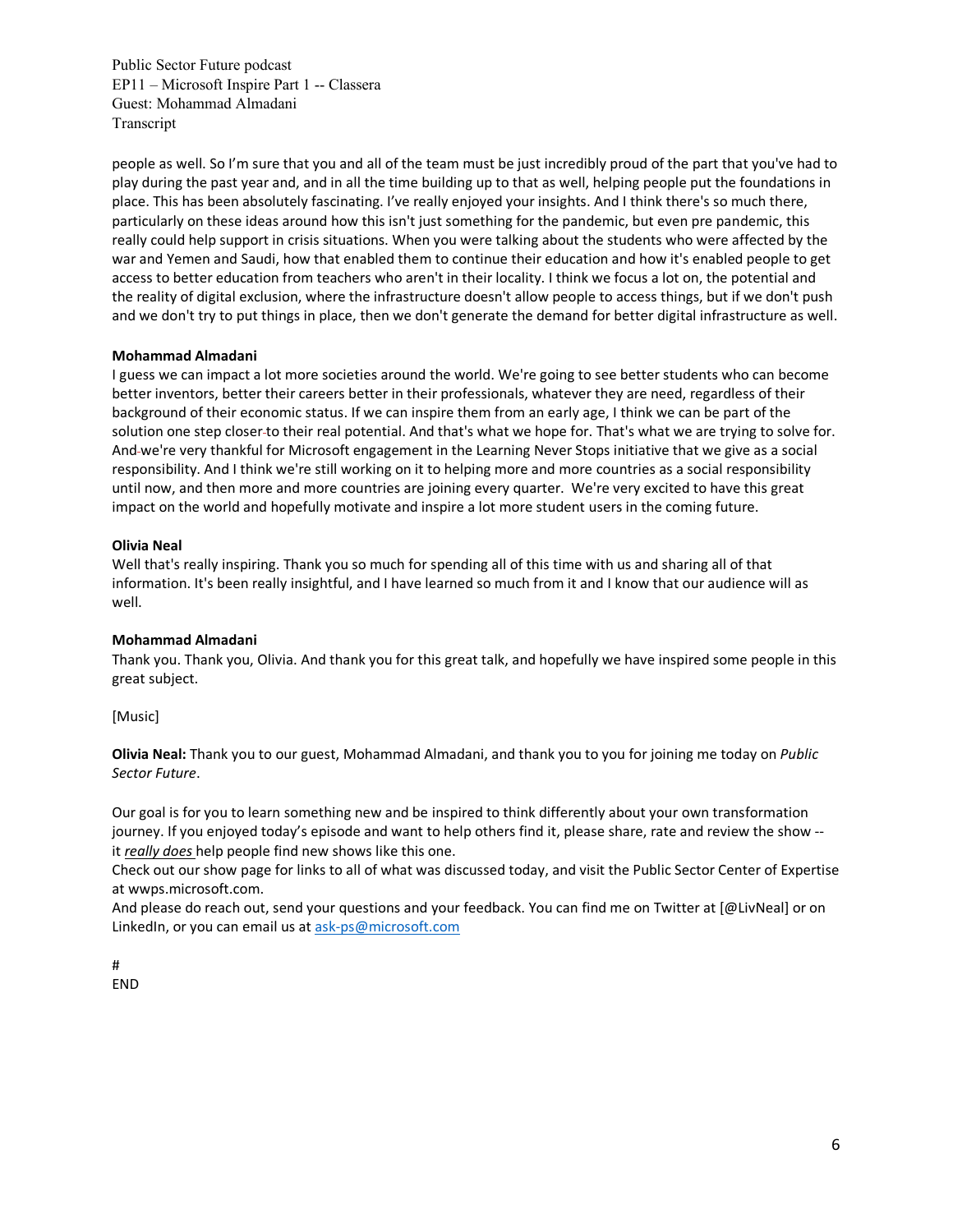people as well. So I'm sure that you and all of the team must be just incredibly proud of the part that you've had to play during the past year and, and in all the time building up to that as well, helping people put the foundations in place. This has been absolutely fascinating. I've really enjoyed your insights. And I think there's so much there, particularly on these ideas around how this isn't just something for the pandemic, but even pre pandemic, this really could help support in crisis situations. When you were talking about the students who were affected by the war and Yemen and Saudi, how that enabled them to continue their education and how it's enabled people to get access to better education from teachers who aren't in their locality. I think we focus a lot on, the potential and the reality of digital exclusion, where the infrastructure doesn't allow people to access things, but if we don't push and we don't try to put things in place, then we don't generate the demand for better digital infrastructure as well.

**Mohammad Almadani**
I guess we can impact a lot more societies around the world. We're going to see better students who can become better inventors, better their careers better in their professionals, whatever they are need, regardless of their background of their economic status. If we can inspire them from an early age, I think we can be part of the solution one step closer to their real potential. And that's what we hope for. That's what we are trying to solve for. And we're very thankful for Microsoft engagement in the Learning Never Stops initiative that we give as a social responsibility. And I think we're still working on it to helping more and more countries as a social responsibility until now, and then more and more countries are joining every quarter. We're very excited to have this great impact on the world and hopefully motivate and inspire a lot more student users in the coming future.

**Olivia Neal**
Well that's really inspiring. Thank you so much for spending all of this time with us and sharing all of that information. It's been really insightful, and I have learned so much from it and I know that our audience will as well.

**Mohammad Almadani**
Thank you. Thank you, Olivia. And thank you for this great talk, and hopefully we have inspired some people in this great subject.

[Music]

**Olivia Neal:** Thank you to our guest, Mohammad Almadani, and thank you to you for joining me today on *Public Sector Future*.

Our goal is for you to learn something new and be inspired to think differently about your own transformation journey. If you enjoyed today's episode and want to help others find it, please share, rate and review the show -- it *really does* help people find new shows like this one.
Check out our show page for links to all of what was discussed today, and visit the Public Sector Center of Expertise at wwps.microsoft.com.
And please do reach out, send your questions and your feedback. You can find me on Twitter at [@LivNeal] or on LinkedIn, or you can email us at ask-ps@microsoft.com

#
END